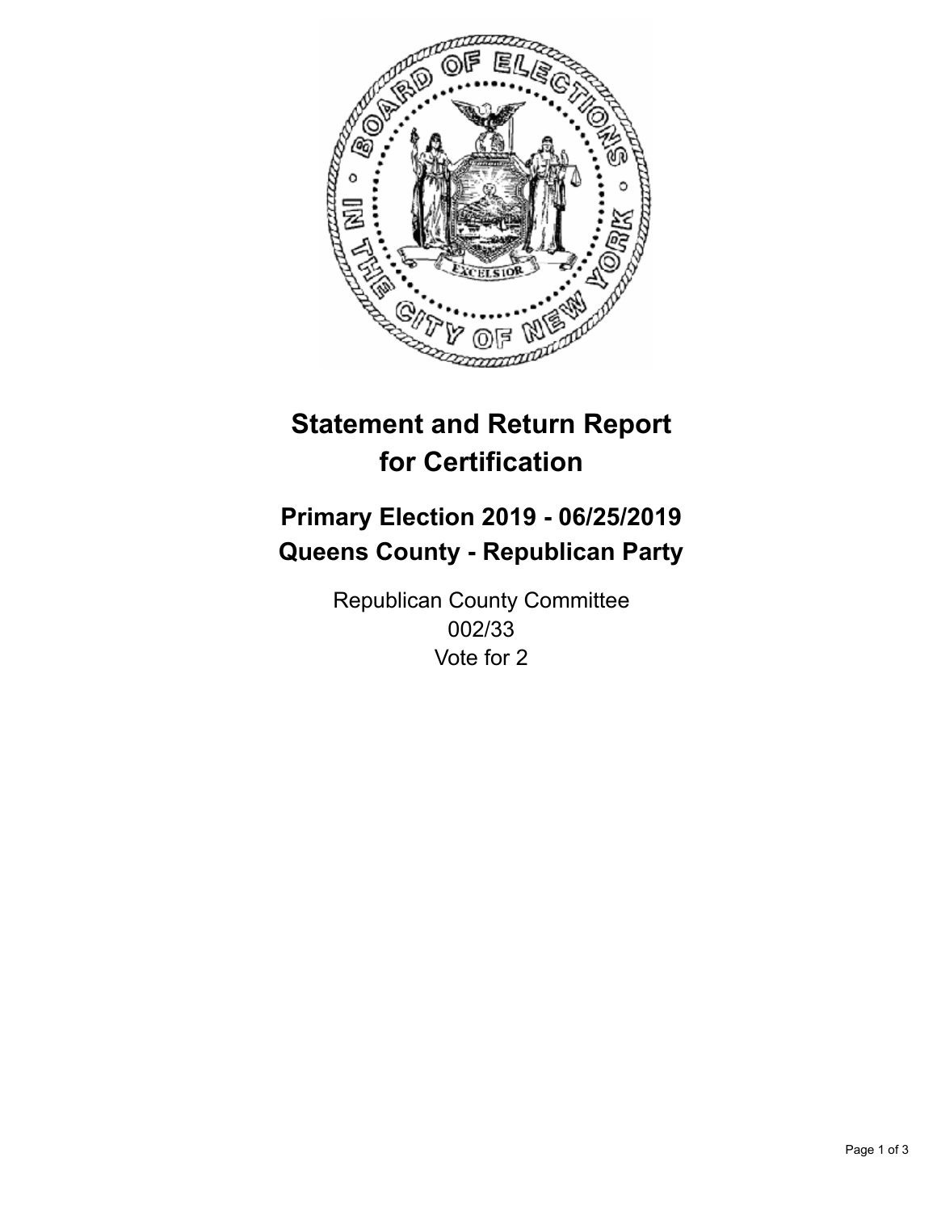# Statement and Return Report for Certification

## Primary Election 2019 - 06/25/2019
## Queens County - Republican Party

Republican County Committee
002/33
Vote for 2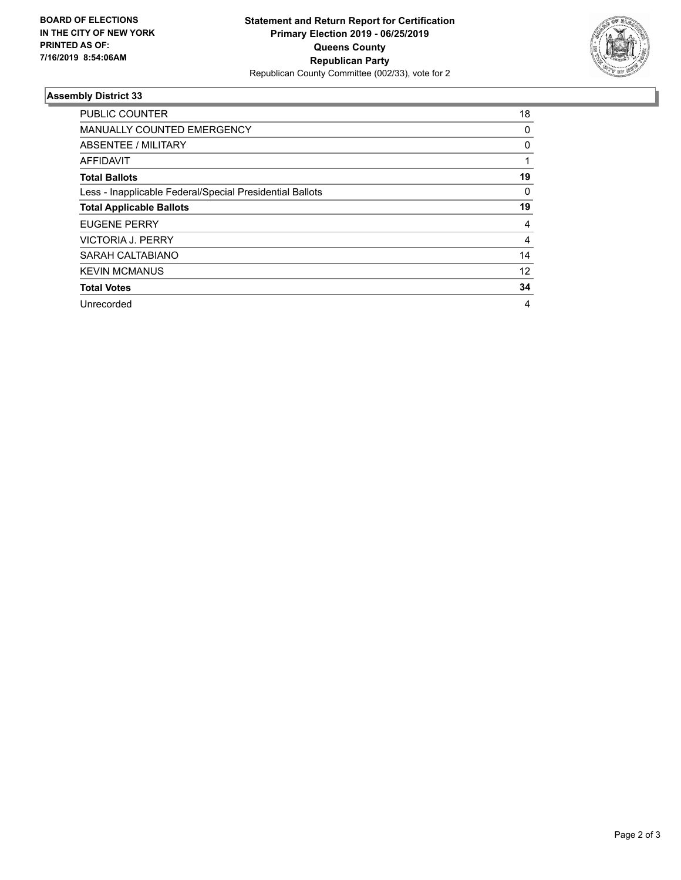**BOARD OF ELECTIONS IN THE CITY OF NEW YORK PRINTED AS OF: 7/16/2019 8:54:06AM**

**Statement and Return Report for Certification Primary Election 2019 - 06/25/2019 Queens County Republican Party**

Republican County Committee (002/33), vote for 2

### Assembly District 33

| | |
|---|---|
| PUBLIC COUNTER | 18 |
| MANUALLY COUNTED EMERGENCY | 0 |
| ABSENTEE / MILITARY | 0 |
| AFFIDAVIT | 1 |
| **Total Ballots** | **19** |
| Less - Inapplicable Federal/Special Presidential Ballots | 0 |
| **Total Applicable Ballots** | **19** |
| EUGENE PERRY | 4 |
| VICTORIA J. PERRY | 4 |
| SARAH CALTABIANO | 14 |
| KEVIN MCMANUS | 12 |
| **Total Votes** | **34** |
| Unrecorded | 4 |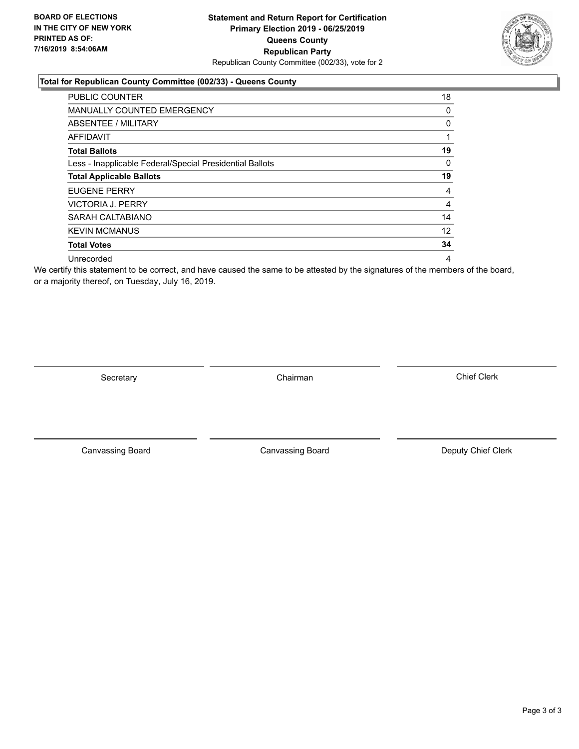**BOARD OF ELECTIONS IN THE CITY OF NEW YORK PRINTED AS OF: 7/16/2019 8:54:06AM**

**Statement and Return Report for Certification**
**Primary Election 2019 - 06/25/2019**
**Queens County**
**Republican Party**
Republican County Committee (002/33), vote for 2

### Total for Republican County Committee (002/33) - Queens County

| | |
|---|---|
| PUBLIC COUNTER | 18 |
| MANUALLY COUNTED EMERGENCY | 0 |
| ABSENTEE / MILITARY | 0 |
| AFFIDAVIT | 1 |
| **Total Ballots** | **19** |
| Less - Inapplicable Federal/Special Presidential Ballots | 0 |
| **Total Applicable Ballots** | **19** |
| EUGENE PERRY | 4 |
| VICTORIA J. PERRY | 4 |
| SARAH CALTABIANO | 14 |
| KEVIN MCMANUS | 12 |
| **Total Votes** | **34** |
| Unrecorded | 4 |

We certify this statement to be correct, and have caused the same to be attested by the signatures of the members of the board, or a majority thereof, on Tuesday, July 16, 2019.

Secretary

Chairman

Chief Clerk

Canvassing Board

Canvassing Board

Deputy Chief Clerk